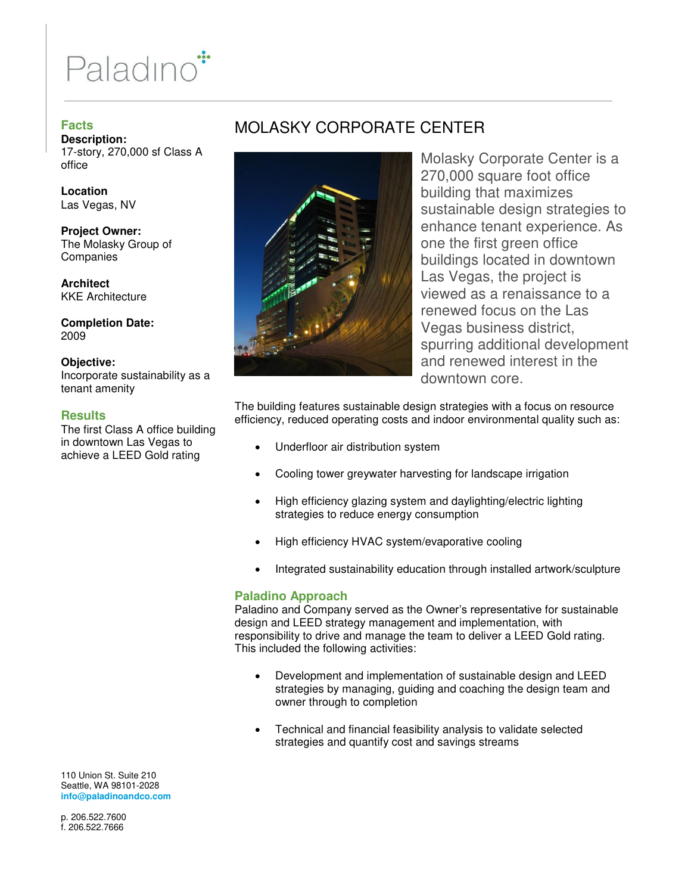Paladino

# MOLASKY CORPORATE CENTER

## Facts

**Description:**
17-story, 270,000 sf Class A office

**Location**
Las Vegas, NV

**Project Owner:**
The Molasky Group of Companies

**Architect**
KKE Architecture

**Completion Date:**
2009

**Objective:**
Incorporate sustainability as a tenant amenity

## Results

The first Class A office building in downtown Las Vegas to achieve a LEED Gold rating

Molasky Corporate Center is a 270,000 square foot office building that maximizes sustainable design strategies to enhance tenant experience. As one the first green office buildings located in downtown Las Vegas, the project is viewed as a renaissance to a renewed focus on the Las Vegas business district, spurring additional development and renewed interest in the downtown core.

The building features sustainable design strategies with a focus on resource efficiency, reduced operating costs and indoor environmental quality such as:

- Underfloor air distribution system
- Cooling tower greywater harvesting for landscape irrigation
- High efficiency glazing system and daylighting/electric lighting strategies to reduce energy consumption
- High efficiency HVAC system/evaporative cooling
- Integrated sustainability education through installed artwork/sculpture

## Paladino Approach

Paladino and Company served as the Owner's representative for sustainable design and LEED strategy management and implementation, with responsibility to drive and manage the team to deliver a LEED Gold rating. This included the following activities:

- Development and implementation of sustainable design and LEED strategies by managing, guiding and coaching the design team and owner through to completion
- Technical and financial feasibility analysis to validate selected strategies and quantify cost and savings streams

110 Union St. Suite 210
Seattle, WA 98101-2028
info@paladinoandco.com

p. 206.522.7600
f. 206.522.7666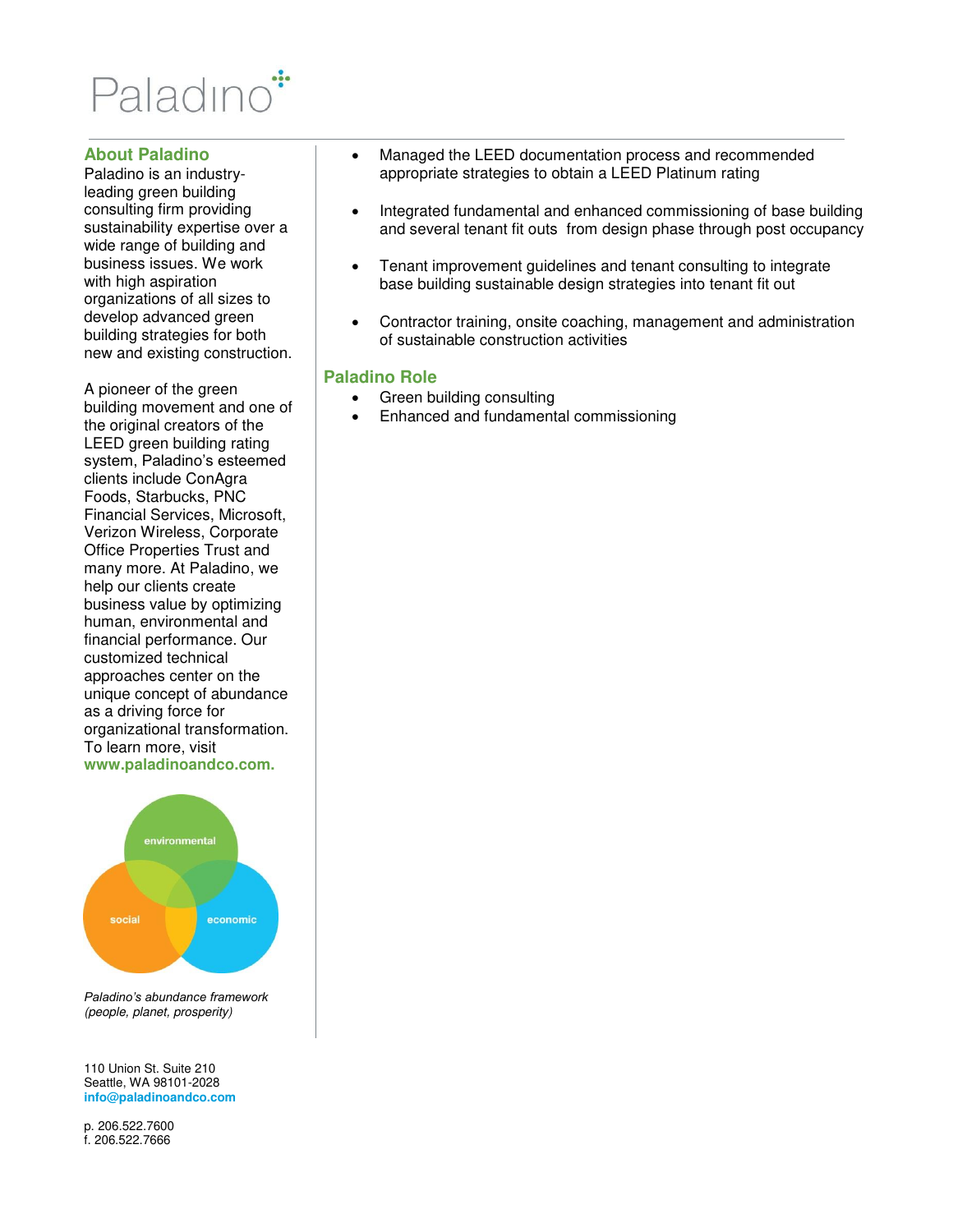Paladino

## About Paladino

Paladino is an industry-leading green building consulting firm providing sustainability expertise over a wide range of building and business issues. We work with high aspiration organizations of all sizes to develop advanced green building strategies for both new and existing construction.

A pioneer of the green building movement and one of the original creators of the LEED green building rating system, Paladino's esteemed clients include ConAgra Foods, Starbucks, PNC Financial Services, Microsoft, Verizon Wireless, Corporate Office Properties Trust and many more. At Paladino, we help our clients create business value by optimizing human, environmental and financial performance. Our customized technical approaches center on the unique concept of abundance as a driving force for organizational transformation. To learn more, visit **www.paladinoandco.com.**

environmental

social

economic

*Paladino's abundance framework (people, planet, prosperity)*

110 Union St. Suite 210
Seattle, WA 98101-2028
**info@paladinoandco.com**

p. 206.522.7600
f. 206.522.7666

- Managed the LEED documentation process and recommended appropriate strategies to obtain a LEED Platinum rating
- Integrated fundamental and enhanced commissioning of base building and several tenant fit outs from design phase through post occupancy
- Tenant improvement guidelines and tenant consulting to integrate base building sustainable design strategies into tenant fit out
- Contractor training, onsite coaching, management and administration of sustainable construction activities

## Paladino Role

- Green building consulting
- Enhanced and fundamental commissioning